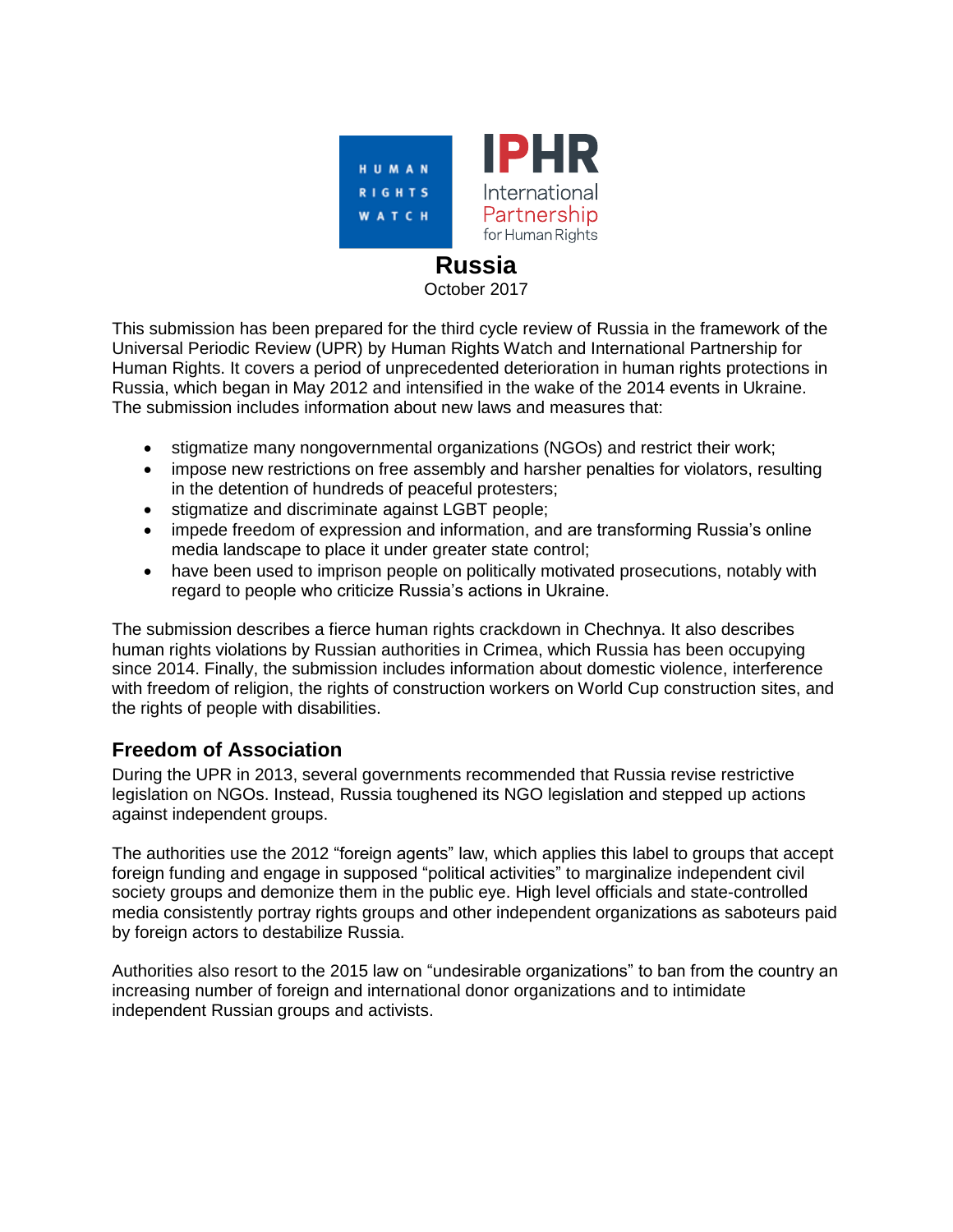# Russia

October 2017

This submission has been prepared for the third cycle review of Russia in the framework of the Universal Periodic Review (UPR) by Human Rights Watch and International Partnership for Human Rights. It covers a period of unprecedented deterioration in human rights protections in Russia, which began in May 2012 and intensified in the wake of the 2014 events in Ukraine. The submission includes information about new laws and measures that:

- stigmatize many nongovernmental organizations (NGOs) and restrict their work;
- impose new restrictions on free assembly and harsher penalties for violators, resulting in the detention of hundreds of peaceful protesters;
- stigmatize and discriminate against LGBT people;
- impede freedom of expression and information, and are transforming Russia's online media landscape to place it under greater state control;
- have been used to imprison people on politically motivated prosecutions, notably with regard to people who criticize Russia's actions in Ukraine.

The submission describes a fierce human rights crackdown in Chechnya. It also describes human rights violations by Russian authorities in Crimea, which Russia has been occupying since 2014. Finally, the submission includes information about domestic violence, interference with freedom of religion, the rights of construction workers on World Cup construction sites, and the rights of people with disabilities.

## Freedom of Association

During the UPR in 2013, several governments recommended that Russia revise restrictive legislation on NGOs. Instead, Russia toughened its NGO legislation and stepped up actions against independent groups.

The authorities use the 2012 "foreign agents" law, which applies this label to groups that accept foreign funding and engage in supposed "political activities" to marginalize independent civil society groups and demonize them in the public eye. High level officials and state-controlled media consistently portray rights groups and other independent organizations as saboteurs paid by foreign actors to destabilize Russia.

Authorities also resort to the 2015 law on "undesirable organizations" to ban from the country an increasing number of foreign and international donor organizations and to intimidate independent Russian groups and activists.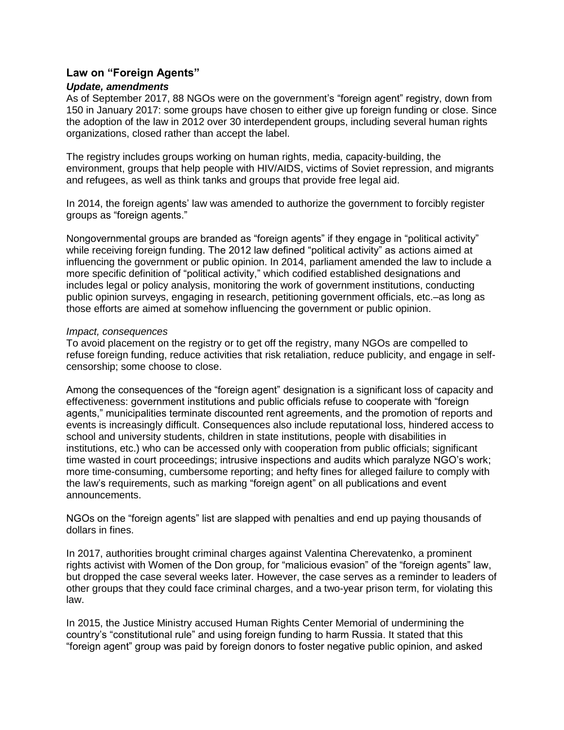## Law on "Foreign Agents"

### *Update, amendments*

As of September 2017, 88 NGOs were on the government's "foreign agent" registry, down from 150 in January 2017: some groups have chosen to either give up foreign funding or close. Since the adoption of the law in 2012 over 30 interdependent groups, including several human rights organizations, closed rather than accept the label.

The registry includes groups working on human rights, media, capacity-building, the environment, groups that help people with HIV/AIDS, victims of Soviet repression, and migrants and refugees, as well as think tanks and groups that provide free legal aid.

In 2014, the foreign agents' law was amended to authorize the government to forcibly register groups as "foreign agents."

Nongovernmental groups are branded as "foreign agents" if they engage in "political activity" while receiving foreign funding. The 2012 law defined "political activity" as actions aimed at influencing the government or public opinion. In 2014, parliament amended the law to include a more specific definition of "political activity," which codified established designations and includes legal or policy analysis, monitoring the work of government institutions, conducting public opinion surveys, engaging in research, petitioning government officials, etc.–as long as those efforts are aimed at somehow influencing the government or public opinion.

*Impact, consequences*

To avoid placement on the registry or to get off the registry, many NGOs are compelled to refuse foreign funding, reduce activities that risk retaliation, reduce publicity, and engage in self-censorship; some choose to close.

Among the consequences of the "foreign agent" designation is a significant loss of capacity and effectiveness: government institutions and public officials refuse to cooperate with "foreign agents," municipalities terminate discounted rent agreements, and the promotion of reports and events is increasingly difficult. Consequences also include reputational loss, hindered access to school and university students, children in state institutions, people with disabilities in institutions, etc.) who can be accessed only with cooperation from public officials; significant time wasted in court proceedings; intrusive inspections and audits which paralyze NGO's work; more time-consuming, cumbersome reporting; and hefty fines for alleged failure to comply with the law's requirements, such as marking "foreign agent" on all publications and event announcements.

NGOs on the "foreign agents" list are slapped with penalties and end up paying thousands of dollars in fines.

In 2017, authorities brought criminal charges against Valentina Cherevatenko, a prominent rights activist with Women of the Don group, for "malicious evasion" of the "foreign agents" law, but dropped the case several weeks later. However, the case serves as a reminder to leaders of other groups that they could face criminal charges, and a two-year prison term, for violating this law.

In 2015, the Justice Ministry accused Human Rights Center Memorial of undermining the country's "constitutional rule" and using foreign funding to harm Russia. It stated that this "foreign agent" group was paid by foreign donors to foster negative public opinion, and asked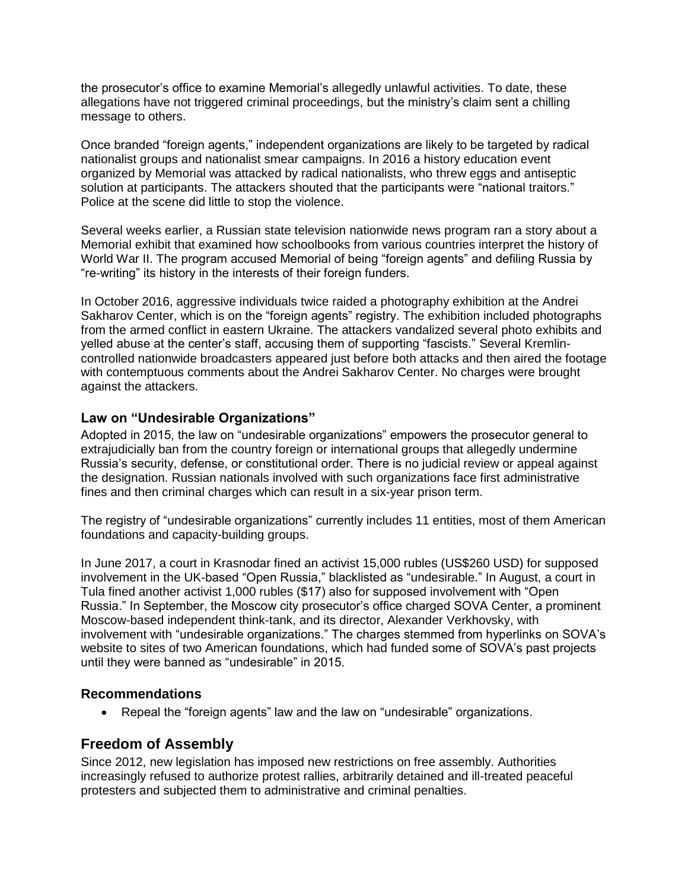the prosecutor's office to examine Memorial's allegedly unlawful activities. To date, these allegations have not triggered criminal proceedings, but the ministry's claim sent a chilling message to others.

Once branded "foreign agents," independent organizations are likely to be targeted by radical nationalist groups and nationalist smear campaigns. In 2016 a history education event organized by Memorial was attacked by radical nationalists, who threw eggs and antiseptic solution at participants. The attackers shouted that the participants were "national traitors." Police at the scene did little to stop the violence.

Several weeks earlier, a Russian state television nationwide news program ran a story about a Memorial exhibit that examined how schoolbooks from various countries interpret the history of World War II. The program accused Memorial of being "foreign agents" and defiling Russia by "re-writing" its history in the interests of their foreign funders.

In October 2016, aggressive individuals twice raided a photography exhibition at the Andrei Sakharov Center, which is on the "foreign agents" registry. The exhibition included photographs from the armed conflict in eastern Ukraine. The attackers vandalized several photo exhibits and yelled abuse at the center's staff, accusing them of supporting "fascists." Several Kremlin-controlled nationwide broadcasters appeared just before both attacks and then aired the footage with contemptuous comments about the Andrei Sakharov Center. No charges were brought against the attackers.

### Law on "Undesirable Organizations"

Adopted in 2015, the law on "undesirable organizations" empowers the prosecutor general to extrajudicially ban from the country foreign or international groups that allegedly undermine Russia's security, defense, or constitutional order. There is no judicial review or appeal against the designation. Russian nationals involved with such organizations face first administrative fines and then criminal charges which can result in a six-year prison term.

The registry of "undesirable organizations" currently includes 11 entities, most of them American foundations and capacity-building groups.

In June 2017, a court in Krasnodar fined an activist 15,000 rubles (US$260 USD) for supposed involvement in the UK-based "Open Russia," blacklisted as "undesirable." In August, a court in Tula fined another activist 1,000 rubles ($17) also for supposed involvement with "Open Russia." In September, the Moscow city prosecutor's office charged SOVA Center, a prominent Moscow-based independent think-tank, and its director, Alexander Verkhovsky, with involvement with "undesirable organizations." The charges stemmed from hyperlinks on SOVA's website to sites of two American foundations, which had funded some of SOVA's past projects until they were banned as "undesirable" in 2015.

### Recommendations

- Repeal the "foreign agents" law and the law on "undesirable" organizations.

## Freedom of Assembly

Since 2012, new legislation has imposed new restrictions on free assembly. Authorities increasingly refused to authorize protest rallies, arbitrarily detained and ill-treated peaceful protesters and subjected them to administrative and criminal penalties.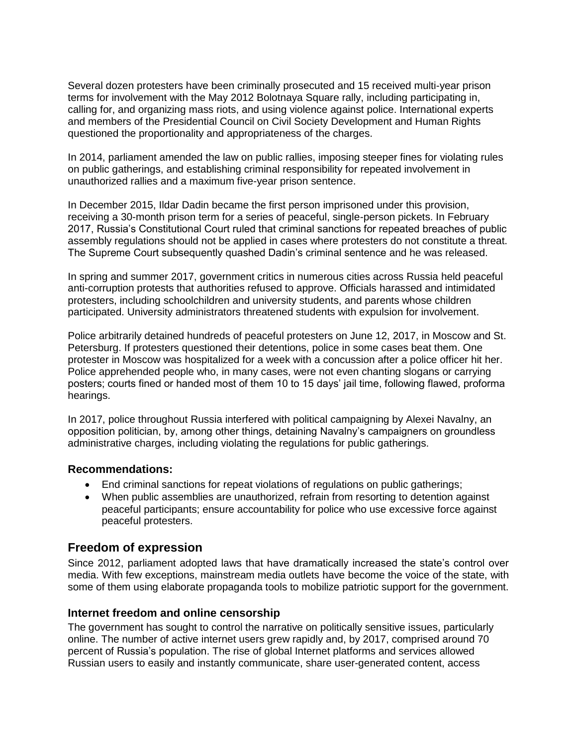Several dozen protesters have been criminally prosecuted and 15 received multi-year prison terms for involvement with the May 2012 Bolotnaya Square rally, including participating in, calling for, and organizing mass riots, and using violence against police. International experts and members of the Presidential Council on Civil Society Development and Human Rights questioned the proportionality and appropriateness of the charges.

In 2014, parliament amended the law on public rallies, imposing steeper fines for violating rules on public gatherings, and establishing criminal responsibility for repeated involvement in unauthorized rallies and a maximum five-year prison sentence.

In December 2015, Ildar Dadin became the first person imprisoned under this provision, receiving a 30-month prison term for a series of peaceful, single-person pickets. In February 2017, Russia's Constitutional Court ruled that criminal sanctions for repeated breaches of public assembly regulations should not be applied in cases where protesters do not constitute a threat. The Supreme Court subsequently quashed Dadin's criminal sentence and he was released.

In spring and summer 2017, government critics in numerous cities across Russia held peaceful anti-corruption protests that authorities refused to approve. Officials harassed and intimidated protesters, including schoolchildren and university students, and parents whose children participated. University administrators threatened students with expulsion for involvement.

Police arbitrarily detained hundreds of peaceful protesters on June 12, 2017, in Moscow and St. Petersburg. If protesters questioned their detentions, police in some cases beat them. One protester in Moscow was hospitalized for a week with a concussion after a police officer hit her. Police apprehended people who, in many cases, were not even chanting slogans or carrying posters; courts fined or handed most of them 10 to 15 days' jail time, following flawed, proforma hearings.

In 2017, police throughout Russia interfered with political campaigning by Alexei Navalny, an opposition politician, by, among other things, detaining Navalny's campaigners on groundless administrative charges, including violating the regulations for public gatherings.

### Recommendations:

- End criminal sanctions for repeat violations of regulations on public gatherings;
- When public assemblies are unauthorized, refrain from resorting to detention against peaceful participants; ensure accountability for police who use excessive force against peaceful protesters.

## Freedom of expression

Since 2012, parliament adopted laws that have dramatically increased the state's control over media. With few exceptions, mainstream media outlets have become the voice of the state, with some of them using elaborate propaganda tools to mobilize patriotic support for the government.

### Internet freedom and online censorship

The government has sought to control the narrative on politically sensitive issues, particularly online. The number of active internet users grew rapidly and, by 2017, comprised around 70 percent of Russia's population. The rise of global Internet platforms and services allowed Russian users to easily and instantly communicate, share user-generated content, access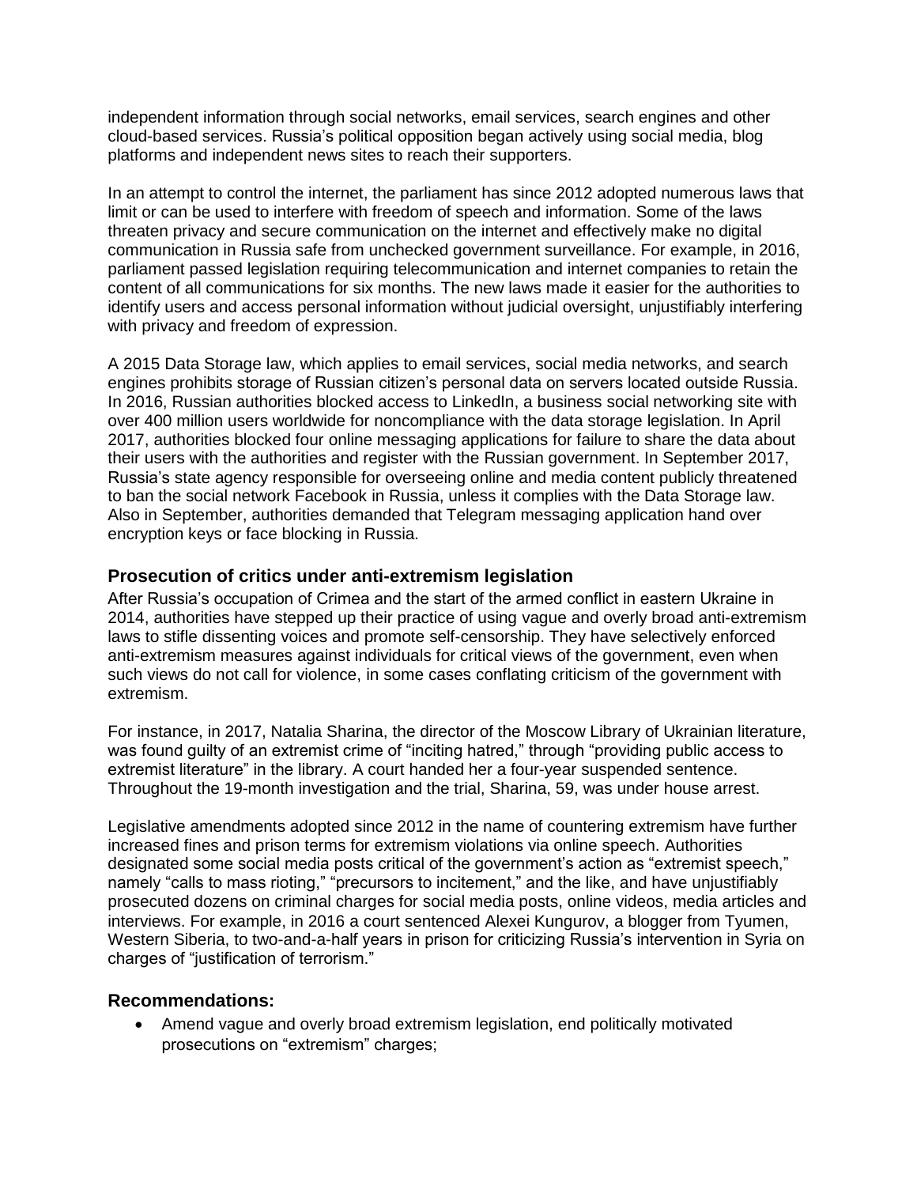independent information through social networks, email services, search engines and other cloud-based services. Russia's political opposition began actively using social media, blog platforms and independent news sites to reach their supporters.

In an attempt to control the internet, the parliament has since 2012 adopted numerous laws that limit or can be used to interfere with freedom of speech and information. Some of the laws threaten privacy and secure communication on the internet and effectively make no digital communication in Russia safe from unchecked government surveillance. For example, in 2016, parliament passed legislation requiring telecommunication and internet companies to retain the content of all communications for six months. The new laws made it easier for the authorities to identify users and access personal information without judicial oversight, unjustifiably interfering with privacy and freedom of expression.

A 2015 Data Storage law, which applies to email services, social media networks, and search engines prohibits storage of Russian citizen's personal data on servers located outside Russia. In 2016, Russian authorities blocked access to LinkedIn, a business social networking site with over 400 million users worldwide for noncompliance with the data storage legislation. In April 2017, authorities blocked four online messaging applications for failure to share the data about their users with the authorities and register with the Russian government. In September 2017, Russia's state agency responsible for overseeing online and media content publicly threatened to ban the social network Facebook in Russia, unless it complies with the Data Storage law. Also in September, authorities demanded that Telegram messaging application hand over encryption keys or face blocking in Russia.

### Prosecution of critics under anti-extremism legislation

After Russia's occupation of Crimea and the start of the armed conflict in eastern Ukraine in 2014, authorities have stepped up their practice of using vague and overly broad anti-extremism laws to stifle dissenting voices and promote self-censorship. They have selectively enforced anti-extremism measures against individuals for critical views of the government, even when such views do not call for violence, in some cases conflating criticism of the government with extremism.

For instance, in 2017, Natalia Sharina, the director of the Moscow Library of Ukrainian literature, was found guilty of an extremist crime of "inciting hatred," through "providing public access to extremist literature" in the library. A court handed her a four-year suspended sentence. Throughout the 19-month investigation and the trial, Sharina, 59, was under house arrest.

Legislative amendments adopted since 2012 in the name of countering extremism have further increased fines and prison terms for extremism violations via online speech. Authorities designated some social media posts critical of the government's action as "extremist speech," namely "calls to mass rioting," "precursors to incitement," and the like, and have unjustifiably prosecuted dozens on criminal charges for social media posts, online videos, media articles and interviews. For example, in 2016 a court sentenced Alexei Kungurov, a blogger from Tyumen, Western Siberia, to two-and-a-half years in prison for criticizing Russia's intervention in Syria on charges of "justification of terrorism."

### Recommendations:

- Amend vague and overly broad extremism legislation, end politically motivated prosecutions on "extremism" charges;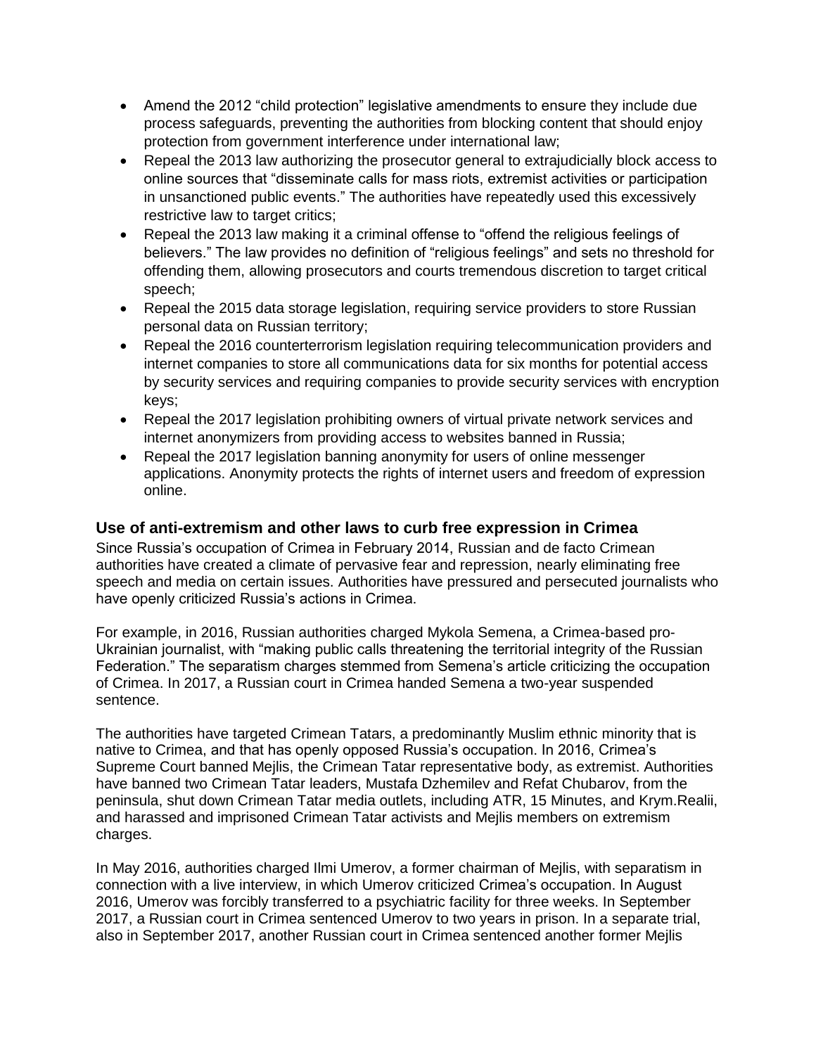- Amend the 2012 “child protection” legislative amendments to ensure they include due process safeguards, preventing the authorities from blocking content that should enjoy protection from government interference under international law;
- Repeal the 2013 law authorizing the prosecutor general to extrajudicially block access to online sources that “disseminate calls for mass riots, extremist activities or participation in unsanctioned public events.” The authorities have repeatedly used this excessively restrictive law to target critics;
- Repeal the 2013 law making it a criminal offense to “offend the religious feelings of believers.” The law provides no definition of “religious feelings” and sets no threshold for offending them, allowing prosecutors and courts tremendous discretion to target critical speech;
- Repeal the 2015 data storage legislation, requiring service providers to store Russian personal data on Russian territory;
- Repeal the 2016 counterterrorism legislation requiring telecommunication providers and internet companies to store all communications data for six months for potential access by security services and requiring companies to provide security services with encryption keys;
- Repeal the 2017 legislation prohibiting owners of virtual private network services and internet anonymizers from providing access to websites banned in Russia;
- Repeal the 2017 legislation banning anonymity for users of online messenger applications. Anonymity protects the rights of internet users and freedom of expression online.

### Use of anti-extremism and other laws to curb free expression in Crimea

Since Russia’s occupation of Crimea in February 2014, Russian and de facto Crimean authorities have created a climate of pervasive fear and repression, nearly eliminating free speech and media on certain issues. Authorities have pressured and persecuted journalists who have openly criticized Russia’s actions in Crimea.

For example, in 2016, Russian authorities charged Mykola Semena, a Crimea-based pro-Ukrainian journalist, with “making public calls threatening the territorial integrity of the Russian Federation.” The separatism charges stemmed from Semena’s article criticizing the occupation of Crimea. In 2017, a Russian court in Crimea handed Semena a two-year suspended sentence.

The authorities have targeted Crimean Tatars, a predominantly Muslim ethnic minority that is native to Crimea, and that has openly opposed Russia’s occupation. In 2016, Crimea’s Supreme Court banned Mejlis, the Crimean Tatar representative body, as extremist. Authorities have banned two Crimean Tatar leaders, Mustafa Dzhemilev and Refat Chubarov, from the peninsula, shut down Crimean Tatar media outlets, including ATR, 15 Minutes, and Krym.Realii, and harassed and imprisoned Crimean Tatar activists and Mejlis members on extremism charges.

In May 2016, authorities charged Ilmi Umerov, a former chairman of Mejlis, with separatism in connection with a live interview, in which Umerov criticized Crimea’s occupation. In August 2016, Umerov was forcibly transferred to a psychiatric facility for three weeks. In September 2017, a Russian court in Crimea sentenced Umerov to two years in prison. In a separate trial, also in September 2017, another Russian court in Crimea sentenced another former Mejlis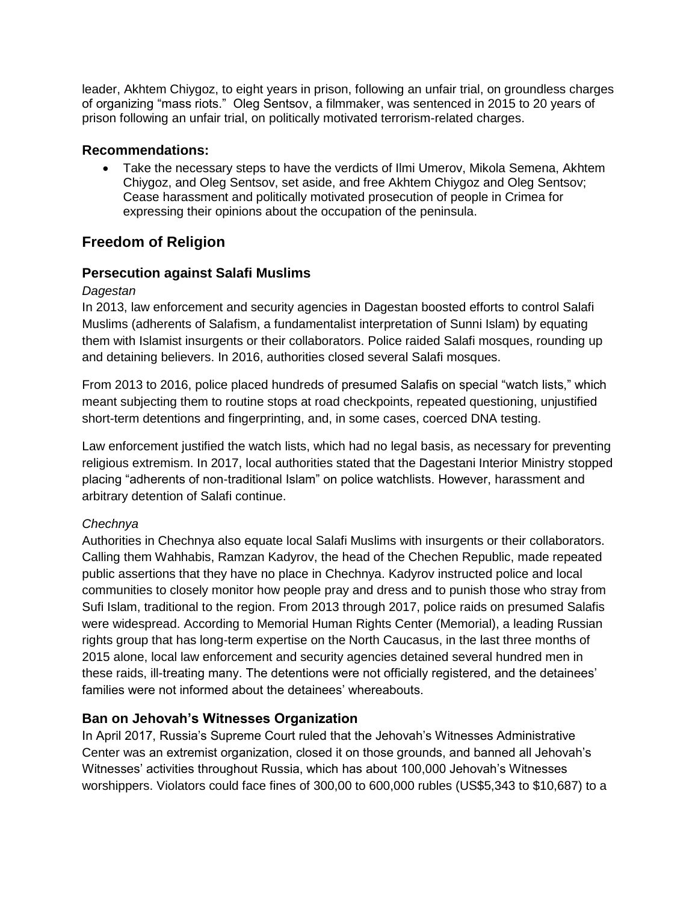leader, Akhtem Chiygoz, to eight years in prison, following an unfair trial, on groundless charges of organizing "mass riots." Oleg Sentsov, a filmmaker, was sentenced in 2015 to 20 years of prison following an unfair trial, on politically motivated terrorism-related charges.

### Recommendations:

- Take the necessary steps to have the verdicts of Ilmi Umerov, Mikola Semena, Akhtem Chiygoz, and Oleg Sentsov, set aside, and free Akhtem Chiygoz and Oleg Sentsov; Cease harassment and politically motivated prosecution of people in Crimea for expressing their opinions about the occupation of the peninsula.

## Freedom of Religion

### Persecution against Salafi Muslims

*Dagestan*

In 2013, law enforcement and security agencies in Dagestan boosted efforts to control Salafi Muslims (adherents of Salafism, a fundamentalist interpretation of Sunni Islam) by equating them with Islamist insurgents or their collaborators. Police raided Salafi mosques, rounding up and detaining believers. In 2016, authorities closed several Salafi mosques.

From 2013 to 2016, police placed hundreds of presumed Salafis on special "watch lists," which meant subjecting them to routine stops at road checkpoints, repeated questioning, unjustified short-term detentions and fingerprinting, and, in some cases, coerced DNA testing.

Law enforcement justified the watch lists, which had no legal basis, as necessary for preventing religious extremism. In 2017, local authorities stated that the Dagestani Interior Ministry stopped placing "adherents of non-traditional Islam" on police watchlists. However, harassment and arbitrary detention of Salafi continue.

*Chechnya*

Authorities in Chechnya also equate local Salafi Muslims with insurgents or their collaborators. Calling them Wahhabis, Ramzan Kadyrov, the head of the Chechen Republic, made repeated public assertions that they have no place in Chechnya. Kadyrov instructed police and local communities to closely monitor how people pray and dress and to punish those who stray from Sufi Islam, traditional to the region. From 2013 through 2017, police raids on presumed Salafis were widespread. According to Memorial Human Rights Center (Memorial), a leading Russian rights group that has long-term expertise on the North Caucasus, in the last three months of 2015 alone, local law enforcement and security agencies detained several hundred men in these raids, ill-treating many. The detentions were not officially registered, and the detainees' families were not informed about the detainees' whereabouts.

### Ban on Jehovah's Witnesses Organization

In April 2017, Russia's Supreme Court ruled that the Jehovah's Witnesses Administrative Center was an extremist organization, closed it on those grounds, and banned all Jehovah's Witnesses' activities throughout Russia, which has about 100,000 Jehovah's Witnesses worshippers. Violators could face fines of 300,00 to 600,000 rubles (US$5,343 to $10,687) to a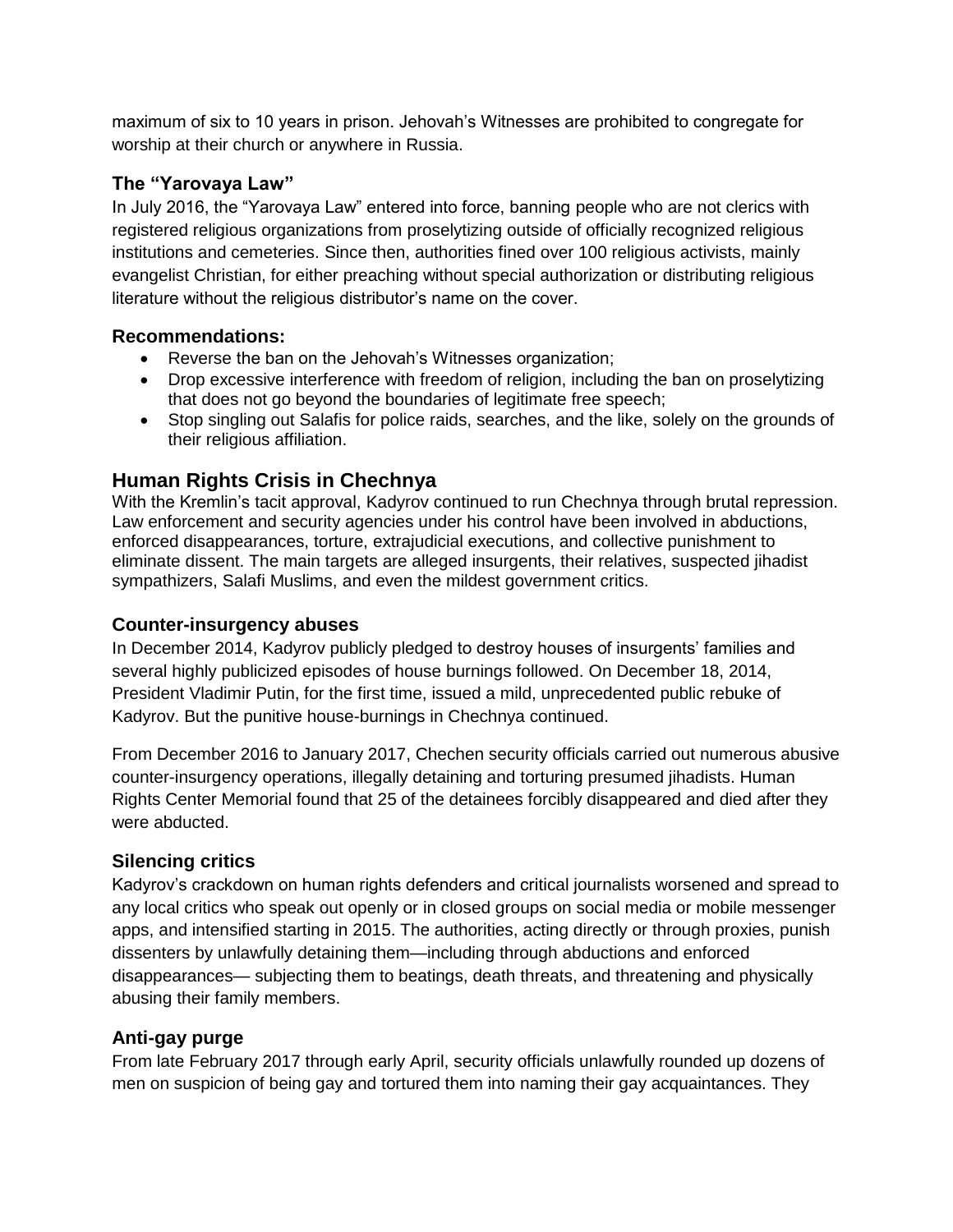maximum of six to 10 years in prison. Jehovah's Witnesses are prohibited to congregate for worship at their church or anywhere in Russia.

### The "Yarovaya Law"

In July 2016, the "Yarovaya Law" entered into force, banning people who are not clerics with registered religious organizations from proselytizing outside of officially recognized religious institutions and cemeteries. Since then, authorities fined over 100 religious activists, mainly evangelist Christian, for either preaching without special authorization or distributing religious literature without the religious distributor's name on the cover.

### Recommendations:

- Reverse the ban on the Jehovah's Witnesses organization;
- Drop excessive interference with freedom of religion, including the ban on proselytizing that does not go beyond the boundaries of legitimate free speech;
- Stop singling out Salafis for police raids, searches, and the like, solely on the grounds of their religious affiliation.

## Human Rights Crisis in Chechnya

With the Kremlin's tacit approval, Kadyrov continued to run Chechnya through brutal repression. Law enforcement and security agencies under his control have been involved in abductions, enforced disappearances, torture, extrajudicial executions, and collective punishment to eliminate dissent. The main targets are alleged insurgents, their relatives, suspected jihadist sympathizers, Salafi Muslims, and even the mildest government critics.

### Counter-insurgency abuses

In December 2014, Kadyrov publicly pledged to destroy houses of insurgents' families and several highly publicized episodes of house burnings followed. On December 18, 2014, President Vladimir Putin, for the first time, issued a mild, unprecedented public rebuke of Kadyrov. But the punitive house-burnings in Chechnya continued.

From December 2016 to January 2017, Chechen security officials carried out numerous abusive counter-insurgency operations, illegally detaining and torturing presumed jihadists. Human Rights Center Memorial found that 25 of the detainees forcibly disappeared and died after they were abducted.

### Silencing critics

Kadyrov's crackdown on human rights defenders and critical journalists worsened and spread to any local critics who speak out openly or in closed groups on social media or mobile messenger apps, and intensified starting in 2015. The authorities, acting directly or through proxies, punish dissenters by unlawfully detaining them—including through abductions and enforced disappearances— subjecting them to beatings, death threats, and threatening and physically abusing their family members.

### Anti-gay purge

From late February 2017 through early April, security officials unlawfully rounded up dozens of men on suspicion of being gay and tortured them into naming their gay acquaintances. They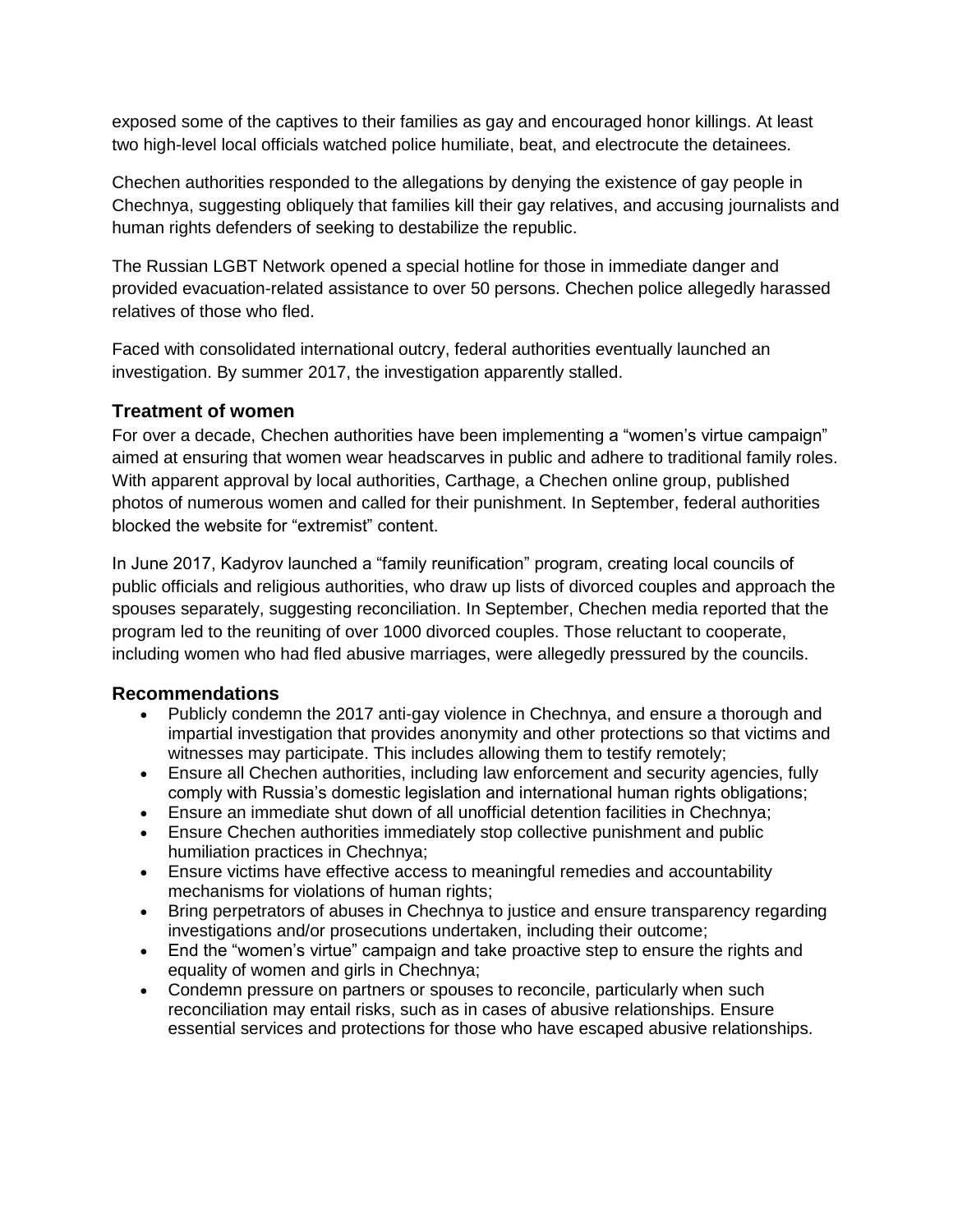exposed some of the captives to their families as gay and encouraged honor killings. At least two high-level local officials watched police humiliate, beat, and electrocute the detainees.

Chechen authorities responded to the allegations by denying the existence of gay people in Chechnya, suggesting obliquely that families kill their gay relatives, and accusing journalists and human rights defenders of seeking to destabilize the republic.

The Russian LGBT Network opened a special hotline for those in immediate danger and provided evacuation-related assistance to over 50 persons. Chechen police allegedly harassed relatives of those who fled.

Faced with consolidated international outcry, federal authorities eventually launched an investigation. By summer 2017, the investigation apparently stalled.

## Treatment of women

For over a decade, Chechen authorities have been implementing a "women's virtue campaign" aimed at ensuring that women wear headscarves in public and adhere to traditional family roles. With apparent approval by local authorities, Carthage, a Chechen online group, published photos of numerous women and called for their punishment. In September, federal authorities blocked the website for "extremist" content.

In June 2017, Kadyrov launched a "family reunification" program, creating local councils of public officials and religious authorities, who draw up lists of divorced couples and approach the spouses separately, suggesting reconciliation. In September, Chechen media reported that the program led to the reuniting of over 1000 divorced couples. Those reluctant to cooperate, including women who had fled abusive marriages, were allegedly pressured by the councils.

## Recommendations

- Publicly condemn the 2017 anti-gay violence in Chechnya, and ensure a thorough and impartial investigation that provides anonymity and other protections so that victims and witnesses may participate. This includes allowing them to testify remotely;
- Ensure all Chechen authorities, including law enforcement and security agencies, fully comply with Russia's domestic legislation and international human rights obligations;
- Ensure an immediate shut down of all unofficial detention facilities in Chechnya;
- Ensure Chechen authorities immediately stop collective punishment and public humiliation practices in Chechnya;
- Ensure victims have effective access to meaningful remedies and accountability mechanisms for violations of human rights;
- Bring perpetrators of abuses in Chechnya to justice and ensure transparency regarding investigations and/or prosecutions undertaken, including their outcome;
- End the "women's virtue" campaign and take proactive step to ensure the rights and equality of women and girls in Chechnya;
- Condemn pressure on partners or spouses to reconcile, particularly when such reconciliation may entail risks, such as in cases of abusive relationships. Ensure essential services and protections for those who have escaped abusive relationships.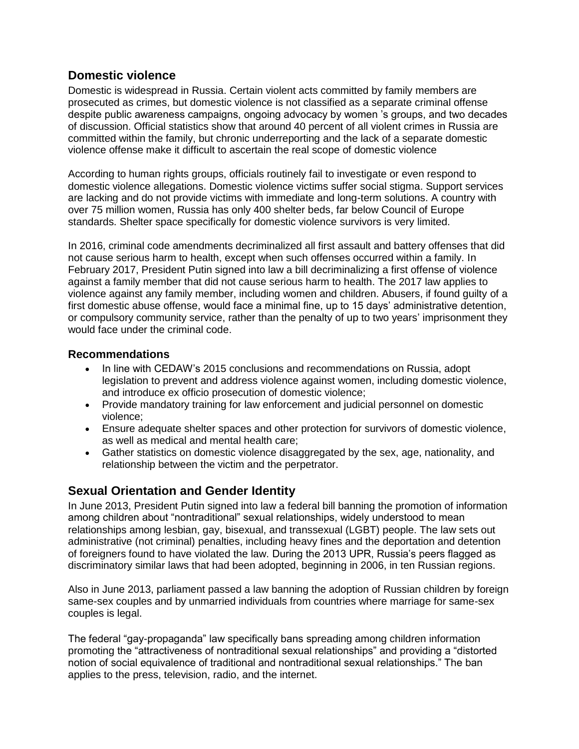## Domestic violence

Domestic is widespread in Russia. Certain violent acts committed by family members are prosecuted as crimes, but domestic violence is not classified as a separate criminal offense despite public awareness campaigns, ongoing advocacy by women 's groups, and two decades of discussion. Official statistics show that around 40 percent of all violent crimes in Russia are committed within the family, but chronic underreporting and the lack of a separate domestic violence offense make it difficult to ascertain the real scope of domestic violence

According to human rights groups, officials routinely fail to investigate or even respond to domestic violence allegations. Domestic violence victims suffer social stigma. Support services are lacking and do not provide victims with immediate and long-term solutions. A country with over 75 million women, Russia has only 400 shelter beds, far below Council of Europe standards. Shelter space specifically for domestic violence survivors is very limited.

In 2016, criminal code amendments decriminalized all first assault and battery offenses that did not cause serious harm to health, except when such offenses occurred within a family. In February 2017, President Putin signed into law a bill decriminalizing a first offense of violence against a family member that did not cause serious harm to health. The 2017 law applies to violence against any family member, including women and children. Abusers, if found guilty of a first domestic abuse offense, would face a minimal fine, up to 15 days' administrative detention, or compulsory community service, rather than the penalty of up to two years' imprisonment they would face under the criminal code.

### Recommendations

- In line with CEDAW's 2015 conclusions and recommendations on Russia, adopt legislation to prevent and address violence against women, including domestic violence, and introduce ex officio prosecution of domestic violence;
- Provide mandatory training for law enforcement and judicial personnel on domestic violence;
- Ensure adequate shelter spaces and other protection for survivors of domestic violence, as well as medical and mental health care;
- Gather statistics on domestic violence disaggregated by the sex, age, nationality, and relationship between the victim and the perpetrator.

## Sexual Orientation and Gender Identity

In June 2013, President Putin signed into law a federal bill banning the promotion of information among children about "nontraditional" sexual relationships, widely understood to mean relationships among lesbian, gay, bisexual, and transsexual (LGBT) people. The law sets out administrative (not criminal) penalties, including heavy fines and the deportation and detention of foreigners found to have violated the law. During the 2013 UPR, Russia's peers flagged as discriminatory similar laws that had been adopted, beginning in 2006, in ten Russian regions.

Also in June 2013, parliament passed a law banning the adoption of Russian children by foreign same-sex couples and by unmarried individuals from countries where marriage for same-sex couples is legal.

The federal "gay-propaganda" law specifically bans spreading among children information promoting the "attractiveness of nontraditional sexual relationships" and providing a "distorted notion of social equivalence of traditional and nontraditional sexual relationships." The ban applies to the press, television, radio, and the internet.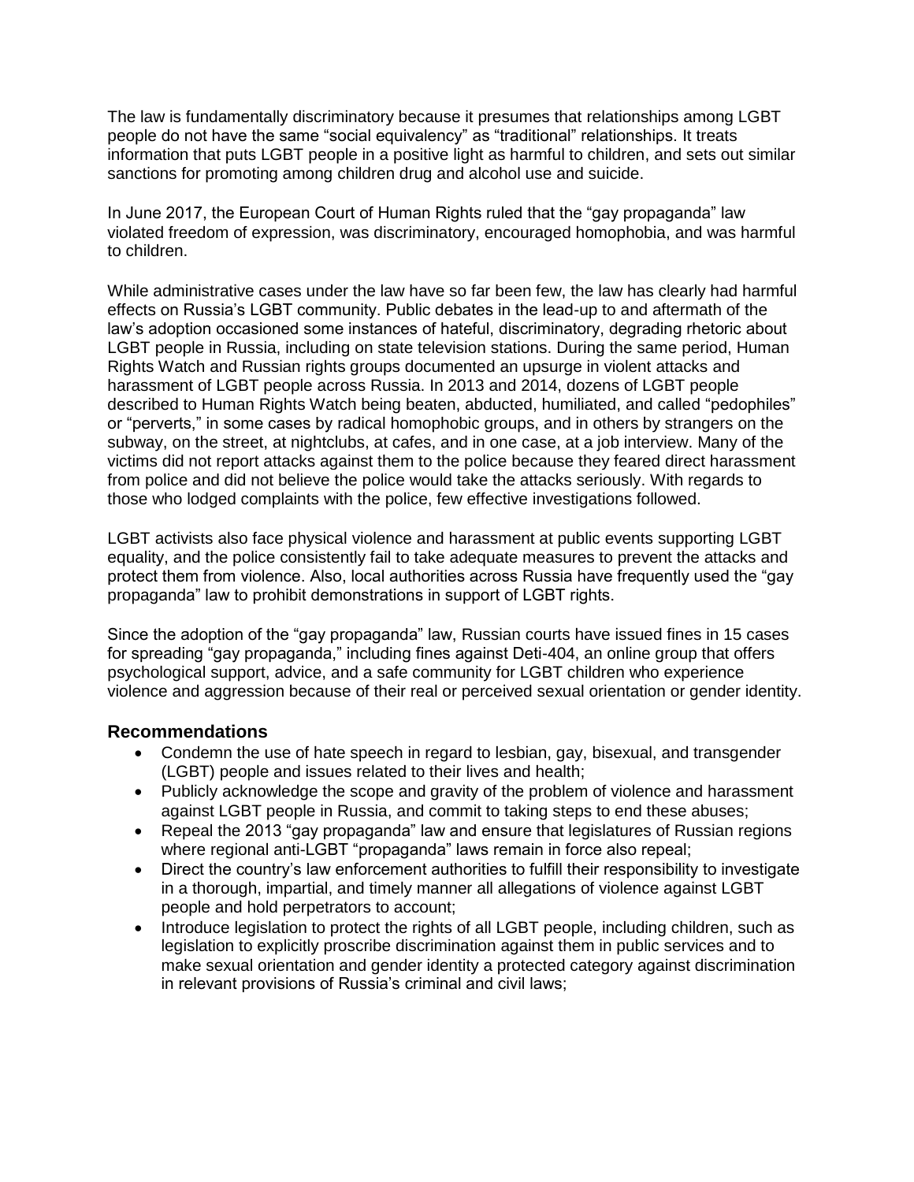The law is fundamentally discriminatory because it presumes that relationships among LGBT people do not have the same "social equivalency" as "traditional" relationships. It treats information that puts LGBT people in a positive light as harmful to children, and sets out similar sanctions for promoting among children drug and alcohol use and suicide.

In June 2017, the European Court of Human Rights ruled that the "gay propaganda" law violated freedom of expression, was discriminatory, encouraged homophobia, and was harmful to children.

While administrative cases under the law have so far been few, the law has clearly had harmful effects on Russia's LGBT community. Public debates in the lead-up to and aftermath of the law's adoption occasioned some instances of hateful, discriminatory, degrading rhetoric about LGBT people in Russia, including on state television stations. During the same period, Human Rights Watch and Russian rights groups documented an upsurge in violent attacks and harassment of LGBT people across Russia. In 2013 and 2014, dozens of LGBT people described to Human Rights Watch being beaten, abducted, humiliated, and called "pedophiles" or "perverts," in some cases by radical homophobic groups, and in others by strangers on the subway, on the street, at nightclubs, at cafes, and in one case, at a job interview. Many of the victims did not report attacks against them to the police because they feared direct harassment from police and did not believe the police would take the attacks seriously. With regards to those who lodged complaints with the police, few effective investigations followed.

LGBT activists also face physical violence and harassment at public events supporting LGBT equality, and the police consistently fail to take adequate measures to prevent the attacks and protect them from violence. Also, local authorities across Russia have frequently used the "gay propaganda" law to prohibit demonstrations in support of LGBT rights.

Since the adoption of the "gay propaganda" law, Russian courts have issued fines in 15 cases for spreading "gay propaganda," including fines against Deti-404, an online group that offers psychological support, advice, and a safe community for LGBT children who experience violence and aggression because of their real or perceived sexual orientation or gender identity.

### Recommendations

- Condemn the use of hate speech in regard to lesbian, gay, bisexual, and transgender (LGBT) people and issues related to their lives and health;
- Publicly acknowledge the scope and gravity of the problem of violence and harassment against LGBT people in Russia, and commit to taking steps to end these abuses;
- Repeal the 2013 "gay propaganda" law and ensure that legislatures of Russian regions where regional anti-LGBT "propaganda" laws remain in force also repeal;
- Direct the country's law enforcement authorities to fulfill their responsibility to investigate in a thorough, impartial, and timely manner all allegations of violence against LGBT people and hold perpetrators to account;
- Introduce legislation to protect the rights of all LGBT people, including children, such as legislation to explicitly proscribe discrimination against them in public services and to make sexual orientation and gender identity a protected category against discrimination in relevant provisions of Russia's criminal and civil laws;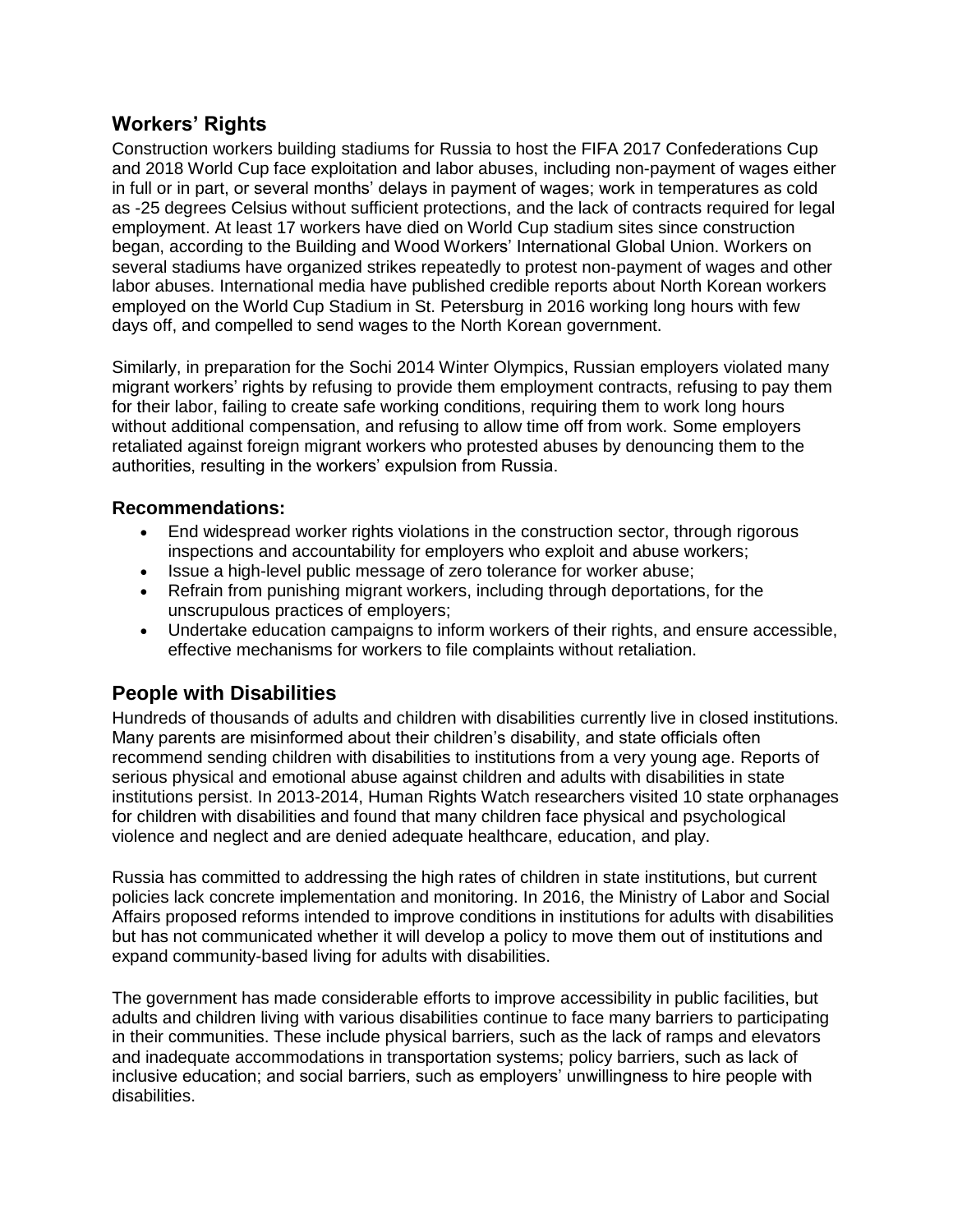## Workers' Rights

Construction workers building stadiums for Russia to host the FIFA 2017 Confederations Cup and 2018 World Cup face exploitation and labor abuses, including non-payment of wages either in full or in part, or several months' delays in payment of wages; work in temperatures as cold as -25 degrees Celsius without sufficient protections, and the lack of contracts required for legal employment. At least 17 workers have died on World Cup stadium sites since construction began, according to the Building and Wood Workers' International Global Union. Workers on several stadiums have organized strikes repeatedly to protest non-payment of wages and other labor abuses. International media have published credible reports about North Korean workers employed on the World Cup Stadium in St. Petersburg in 2016 working long hours with few days off, and compelled to send wages to the North Korean government.

Similarly, in preparation for the Sochi 2014 Winter Olympics, Russian employers violated many migrant workers' rights by refusing to provide them employment contracts, refusing to pay them for their labor, failing to create safe working conditions, requiring them to work long hours without additional compensation, and refusing to allow time off from work. Some employers retaliated against foreign migrant workers who protested abuses by denouncing them to the authorities, resulting in the workers' expulsion from Russia.

### Recommendations:

- End widespread worker rights violations in the construction sector, through rigorous inspections and accountability for employers who exploit and abuse workers;
- Issue a high-level public message of zero tolerance for worker abuse;
- Refrain from punishing migrant workers, including through deportations, for the unscrupulous practices of employers;
- Undertake education campaigns to inform workers of their rights, and ensure accessible, effective mechanisms for workers to file complaints without retaliation.

## People with Disabilities

Hundreds of thousands of adults and children with disabilities currently live in closed institutions. Many parents are misinformed about their children's disability, and state officials often recommend sending children with disabilities to institutions from a very young age. Reports of serious physical and emotional abuse against children and adults with disabilities in state institutions persist. In 2013-2014, Human Rights Watch researchers visited 10 state orphanages for children with disabilities and found that many children face physical and psychological violence and neglect and are denied adequate healthcare, education, and play.

Russia has committed to addressing the high rates of children in state institutions, but current policies lack concrete implementation and monitoring. In 2016, the Ministry of Labor and Social Affairs proposed reforms intended to improve conditions in institutions for adults with disabilities but has not communicated whether it will develop a policy to move them out of institutions and expand community-based living for adults with disabilities.

The government has made considerable efforts to improve accessibility in public facilities, but adults and children living with various disabilities continue to face many barriers to participating in their communities. These include physical barriers, such as the lack of ramps and elevators and inadequate accommodations in transportation systems; policy barriers, such as lack of inclusive education; and social barriers, such as employers' unwillingness to hire people with disabilities.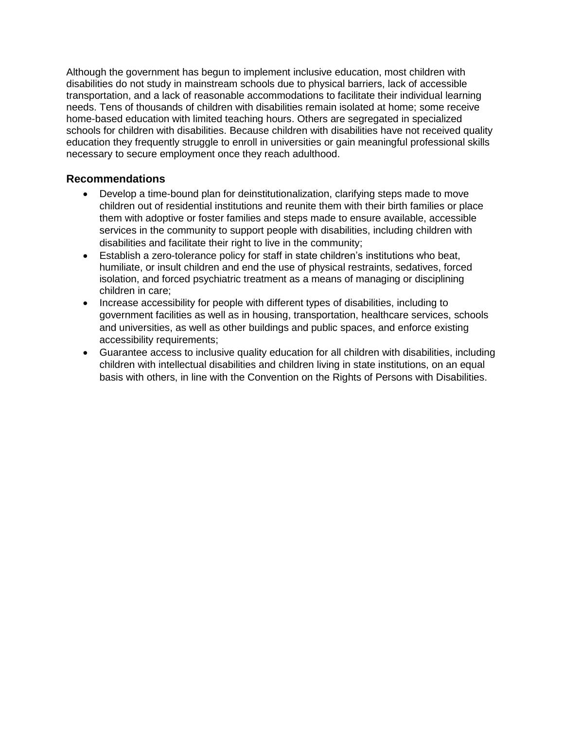Although the government has begun to implement inclusive education, most children with disabilities do not study in mainstream schools due to physical barriers, lack of accessible transportation, and a lack of reasonable accommodations to facilitate their individual learning needs. Tens of thousands of children with disabilities remain isolated at home; some receive home-based education with limited teaching hours. Others are segregated in specialized schools for children with disabilities. Because children with disabilities have not received quality education they frequently struggle to enroll in universities or gain meaningful professional skills necessary to secure employment once they reach adulthood.

## Recommendations

- Develop a time-bound plan for deinstitutionalization, clarifying steps made to move children out of residential institutions and reunite them with their birth families or place them with adoptive or foster families and steps made to ensure available, accessible services in the community to support people with disabilities, including children with disabilities and facilitate their right to live in the community;
- Establish a zero-tolerance policy for staff in state children's institutions who beat, humiliate, or insult children and end the use of physical restraints, sedatives, forced isolation, and forced psychiatric treatment as a means of managing or disciplining children in care;
- Increase accessibility for people with different types of disabilities, including to government facilities as well as in housing, transportation, healthcare services, schools and universities, as well as other buildings and public spaces, and enforce existing accessibility requirements;
- Guarantee access to inclusive quality education for all children with disabilities, including children with intellectual disabilities and children living in state institutions, on an equal basis with others, in line with the Convention on the Rights of Persons with Disabilities.